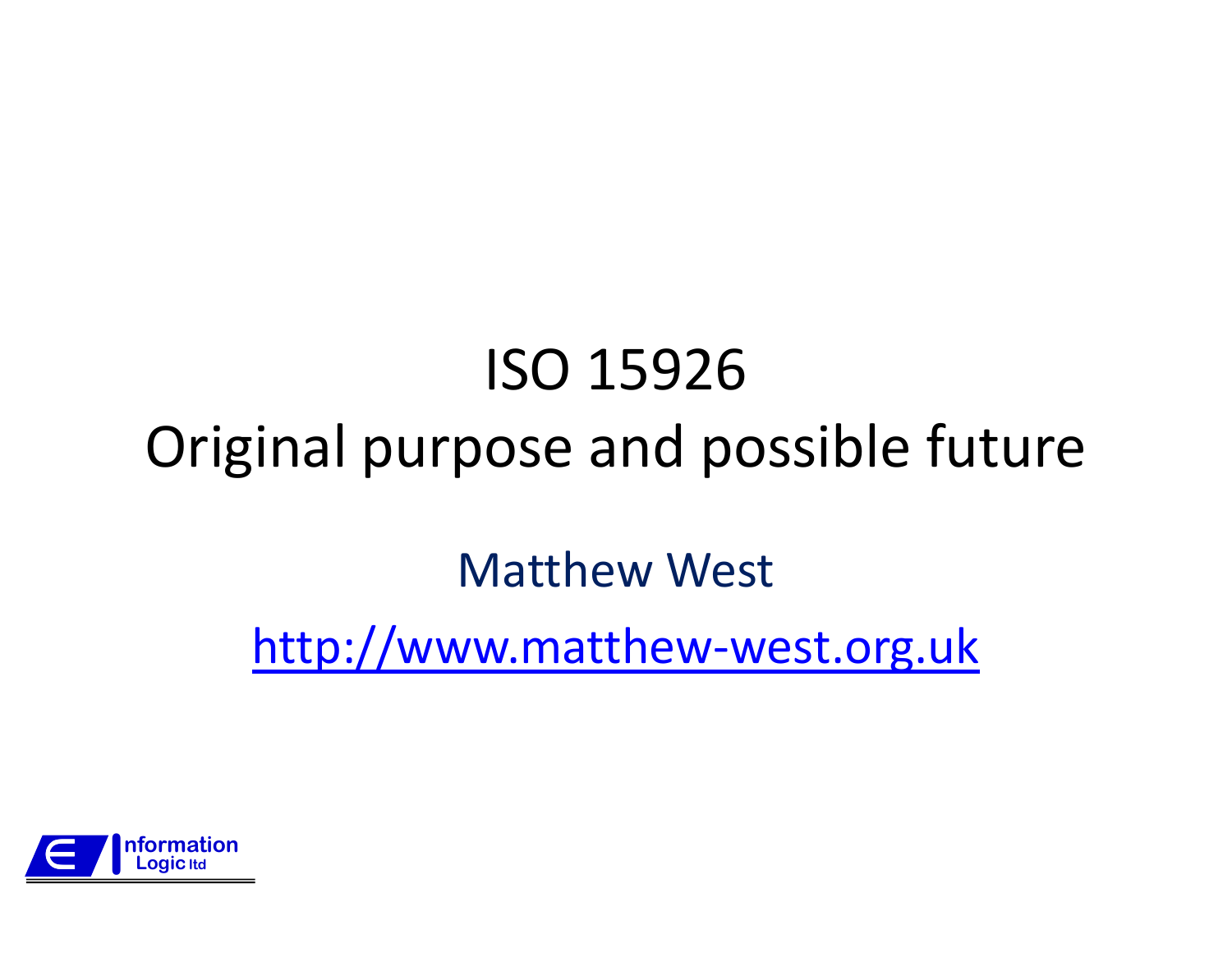# ISO 15926
# Original purpose and possible future

Matthew West

http://www.matthew-west.org.uk

Information Logic ltd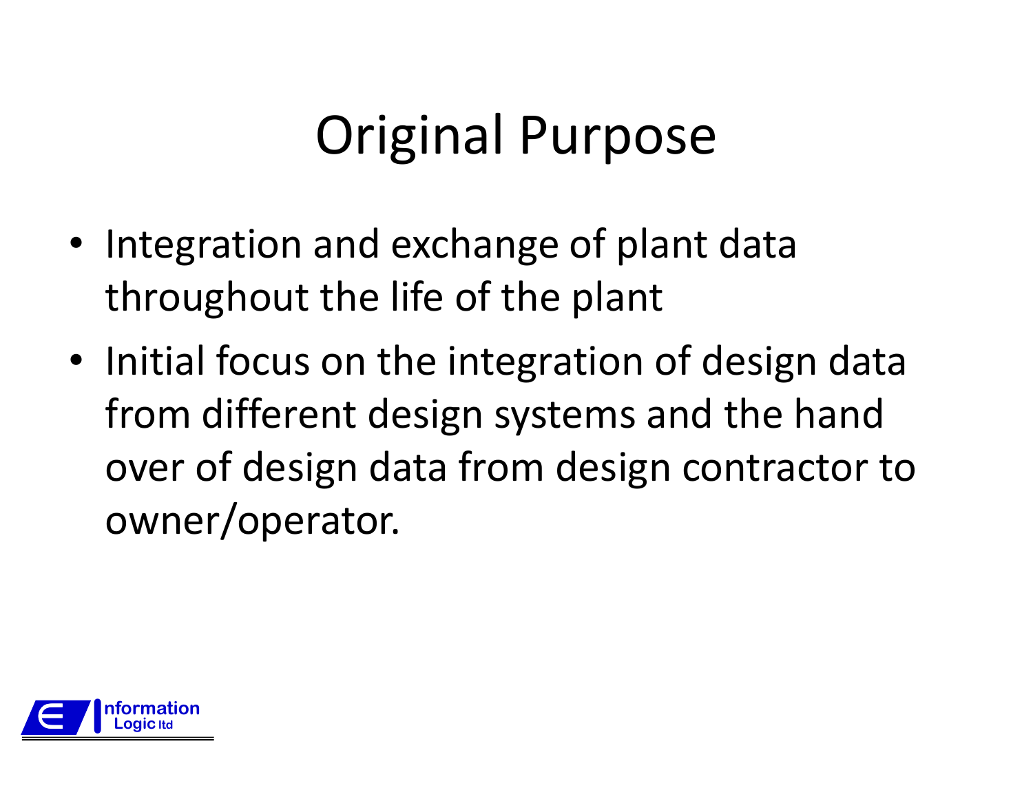# Original Purpose

- Integration and exchange of plant data throughout the life of the plant
- Initial focus on the integration of design data from different design systems and the hand over of design data from design contractor to owner/operator.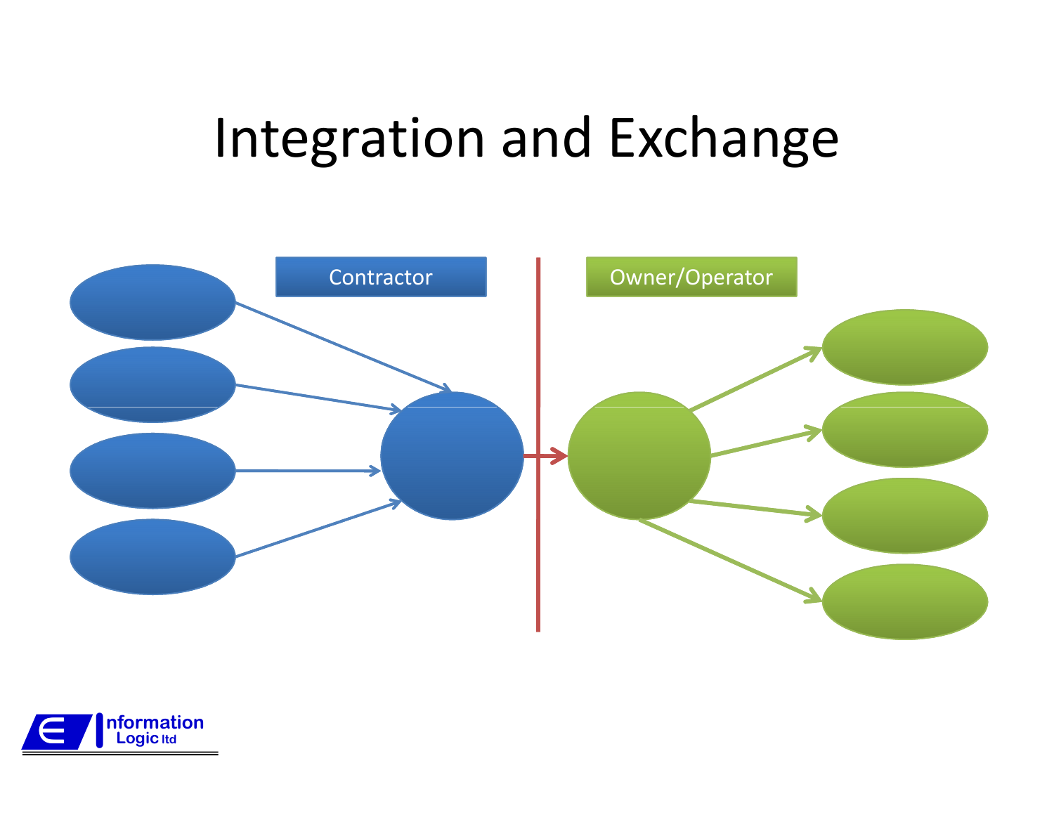# Integration and Exchange

Contractor

Owner/Operator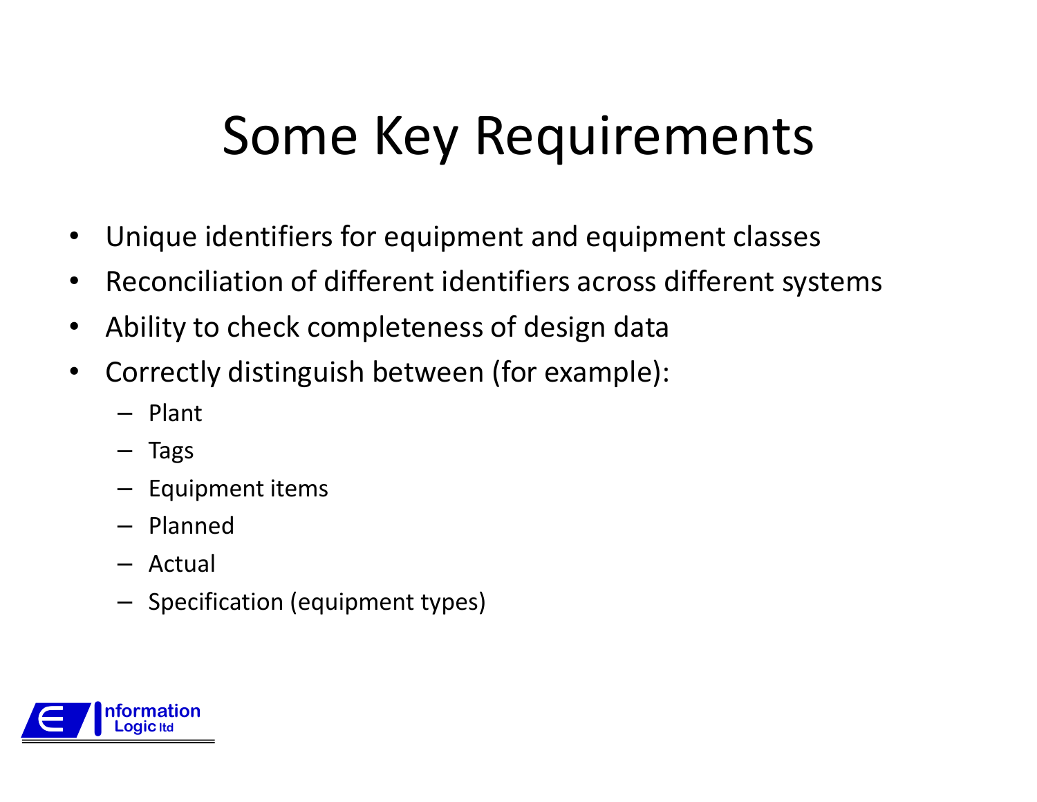# Some Key Requirements

- Unique identifiers for equipment and equipment classes
- Reconciliation of different identifiers across different systems
- Ability to check completeness of design data
- Correctly distinguish between (for example):
  - Plant
  - Tags
  - Equipment items
  - Planned
  - Actual
  - Specification (equipment types)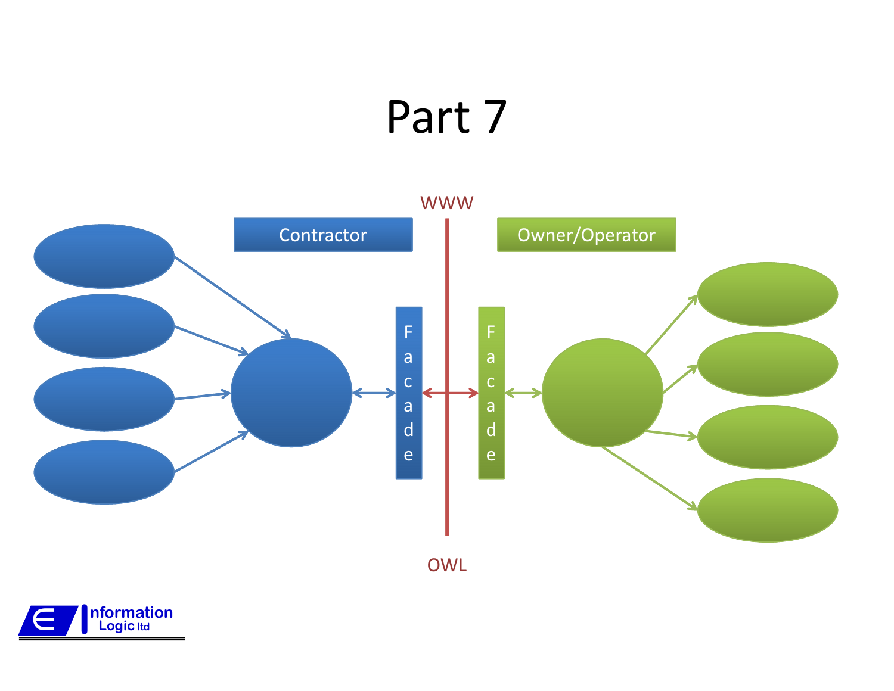# Part 7

WWW

Contractor

Owner/Operator

Facade

Facade

OWL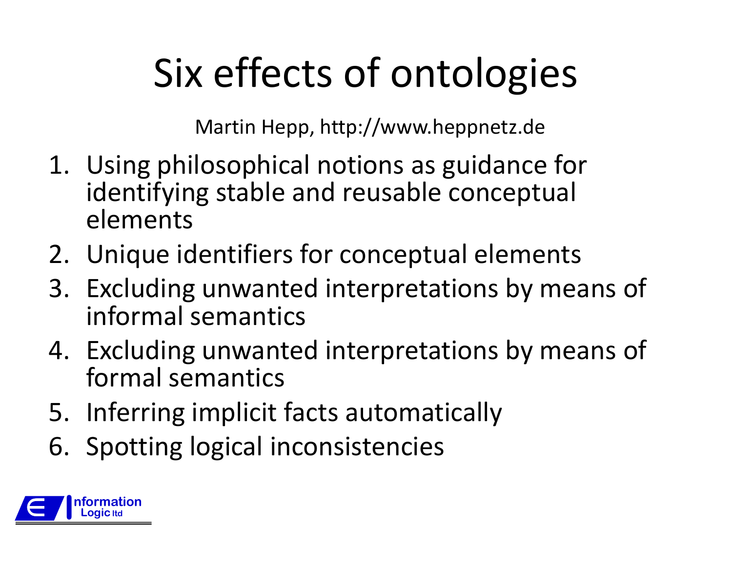# Six effects of ontologies

Martin Hepp, http://www.heppnetz.de

1. Using philosophical notions as guidance for identifying stable and reusable conceptual elements
2. Unique identifiers for conceptual elements
3. Excluding unwanted interpretations by means of informal semantics
4. Excluding unwanted interpretations by means of formal semantics
5. Inferring implicit facts automatically
6. Spotting logical inconsistencies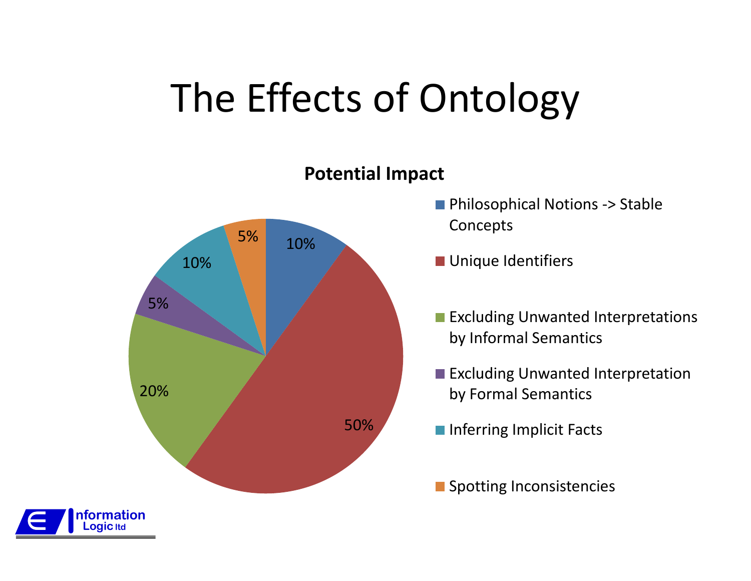# The Effects of Ontology

**Potential Impact**

| Category | Share |
|---|---|
| Philosophical Notions -> Stable Concepts | 10% |
| Unique Identifiers | 50% |
| Excluding Unwanted Interpretations by Informal Semantics | 20% |
| Excluding Unwanted Interpretation by Formal Semantics | 5% |
| Inferring Implicit Facts | 10% |
| Spotting Inconsistencies | 5% |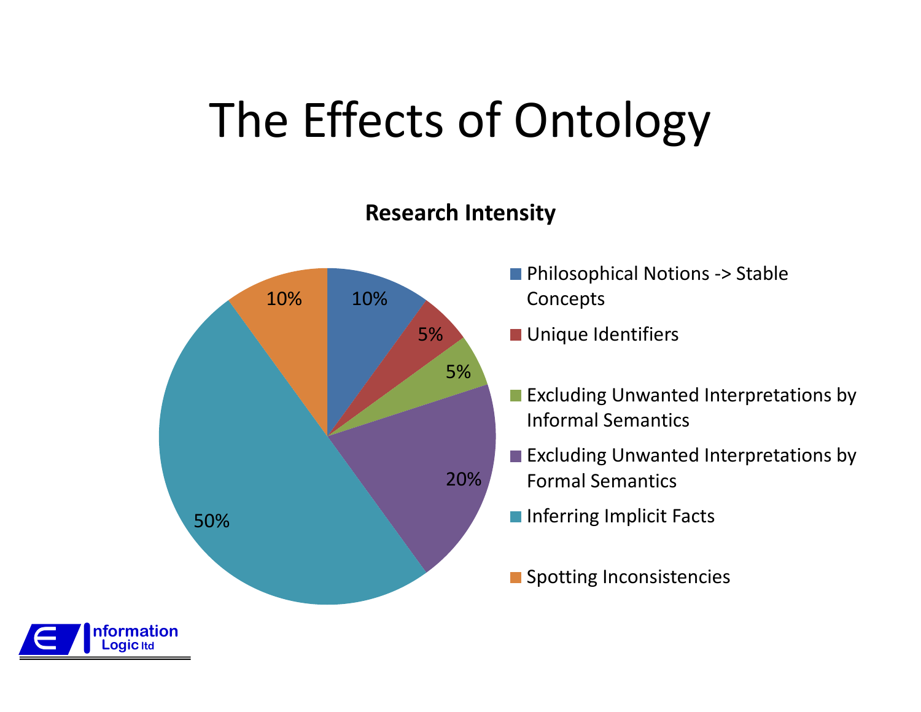# The Effects of Ontology

**Research Intensity**

| Category | Percentage |
|---|---|
| Philosophical Notions -> Stable Concepts | 10% |
| Unique Identifiers | 5% |
| Excluding Unwanted Interpretations by Informal Semantics | 5% |
| Excluding Unwanted Interpretations by Formal Semantics | 20% |
| Inferring Implicit Facts | 50% |
| Spotting Inconsistencies | 10% |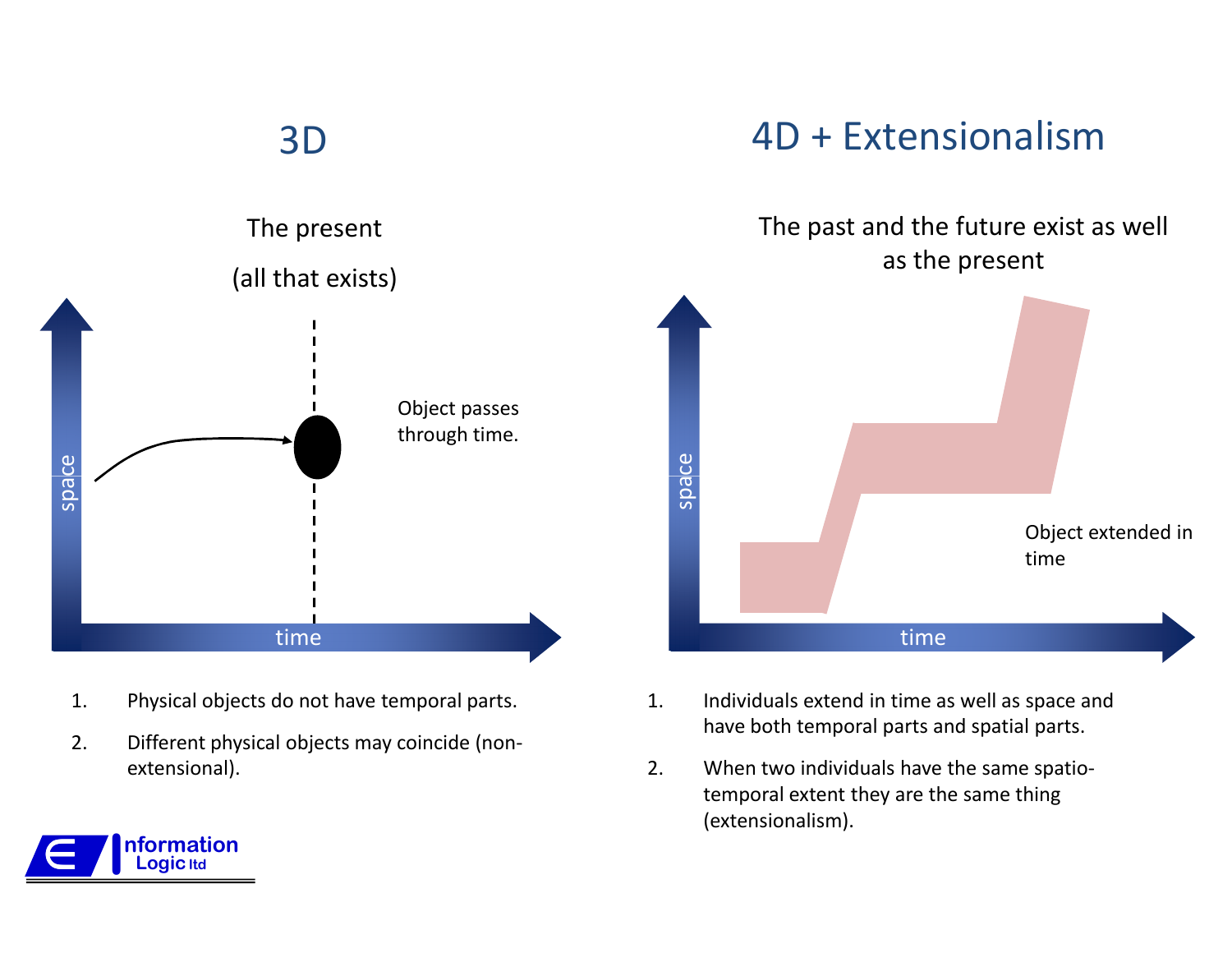## 3D

The present

(all that exists)

Object passes through time.

1. Physical objects do not have temporal parts.
2. Different physical objects may coincide (non-extensional).

## 4D + Extensionalism

The past and the future exist as well as the present

Object extended in time

1. Individuals extend in time as well as space and have both temporal parts and spatial parts.
2. When two individuals have the same spatio-temporal extent they are the same thing (extensionalism).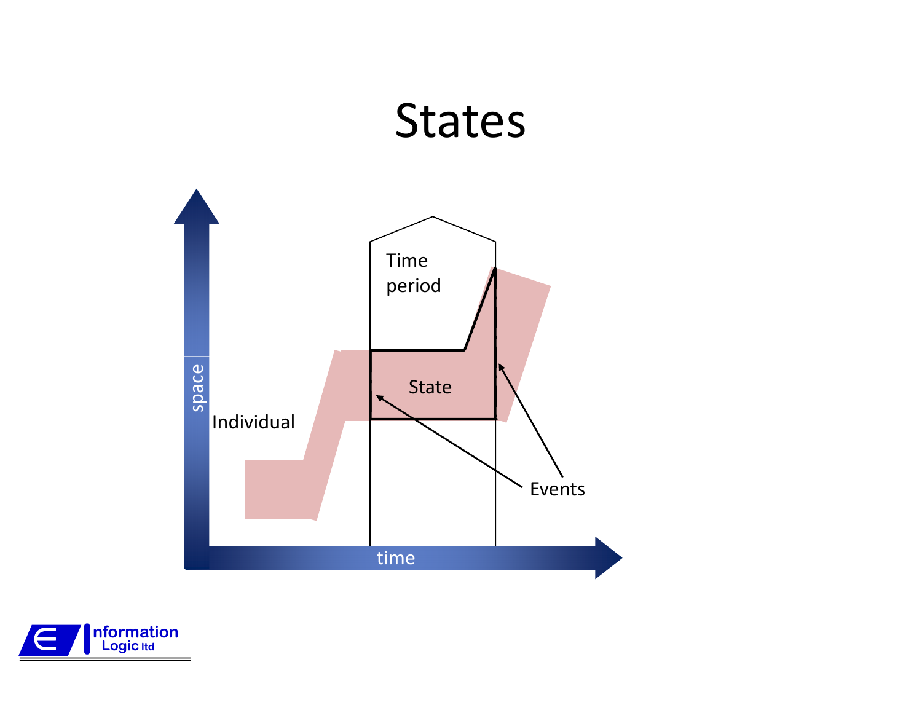# States

space

time

Individual

Time period

State

Events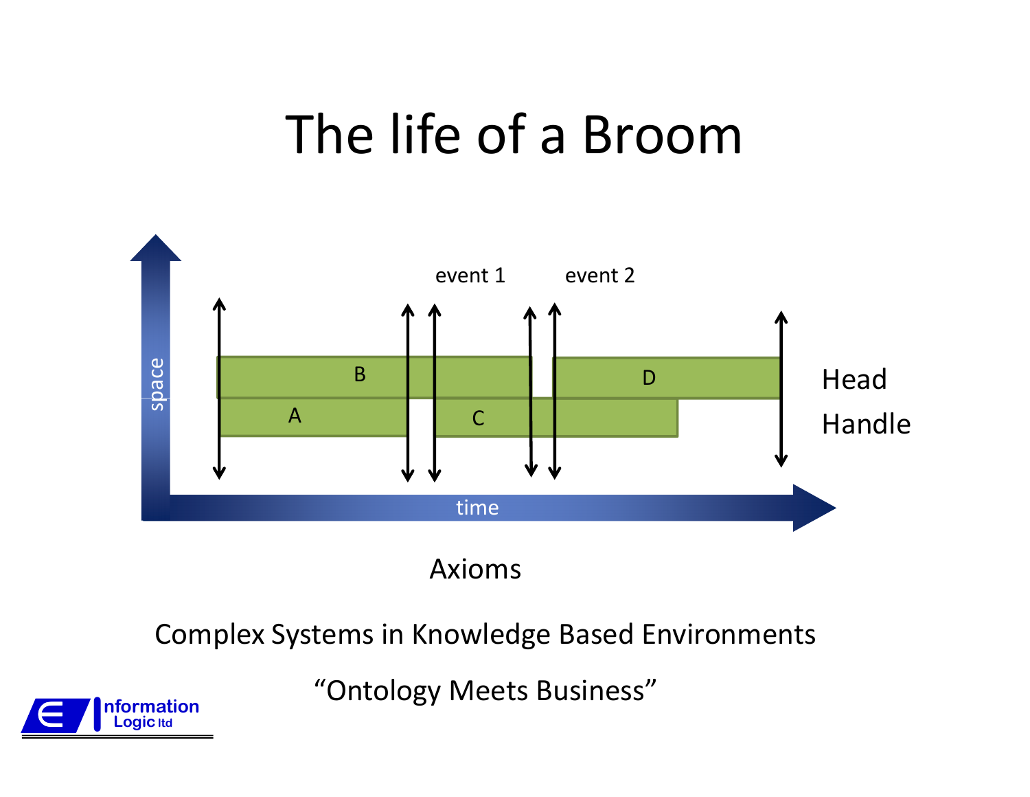# The life of a Broom

event 1 event 2

B D Head

A C Handle

space

time

Axioms

Complex Systems in Knowledge Based Environments

"Ontology Meets Business"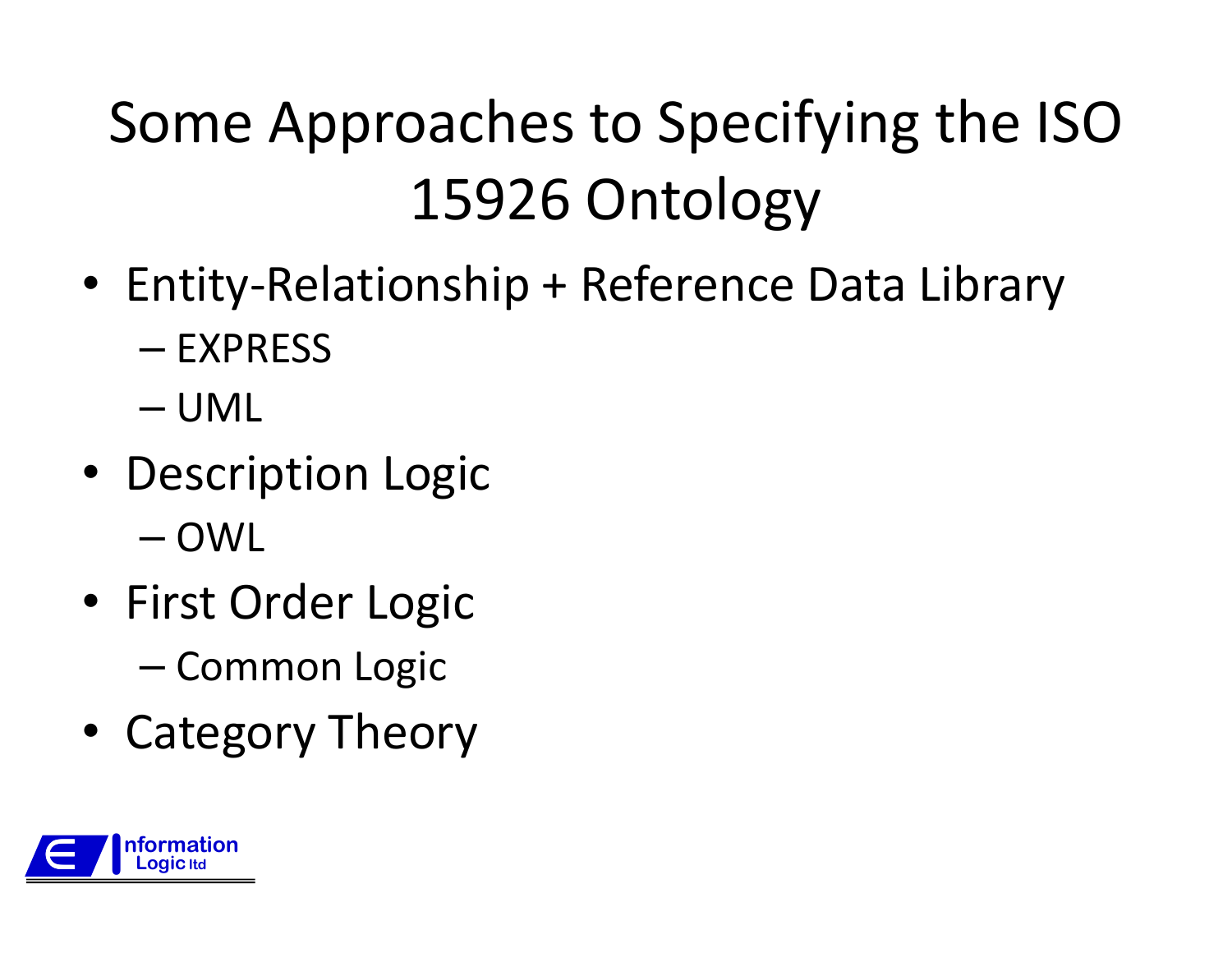# Some Approaches to Specifying the ISO 15926 Ontology

- Entity-Relationship + Reference Data Library
  - EXPRESS
  - UML
- Description Logic
  - OWL
- First Order Logic
  - Common Logic
- Category Theory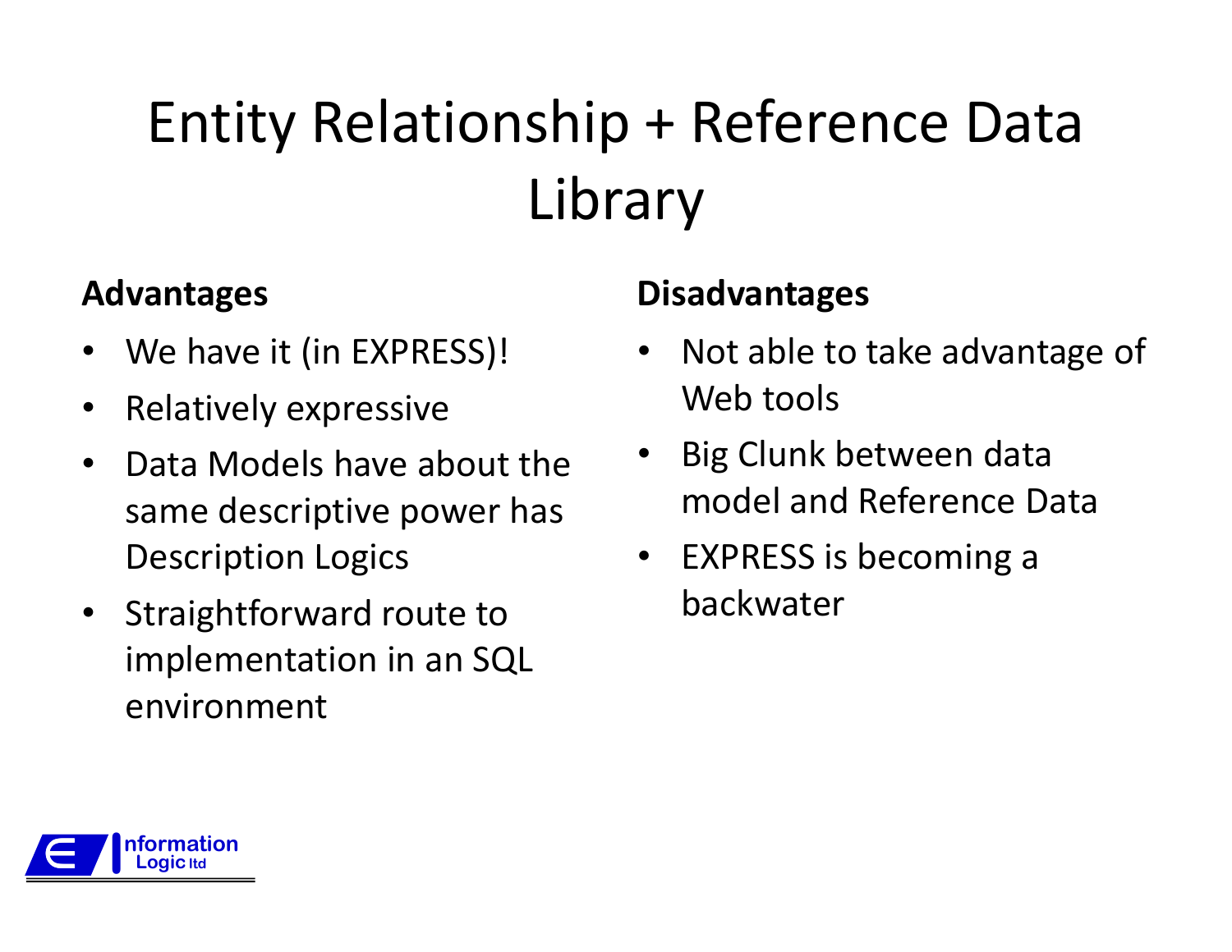# Entity Relationship + Reference Data Library

**Advantages**

- We have it (in EXPRESS)!
- Relatively expressive
- Data Models have about the same descriptive power has Description Logics
- Straightforward route to implementation in an SQL environment

**Disadvantages**

- Not able to take advantage of Web tools
- Big Clunk between data model and Reference Data
- EXPRESS is becoming a backwater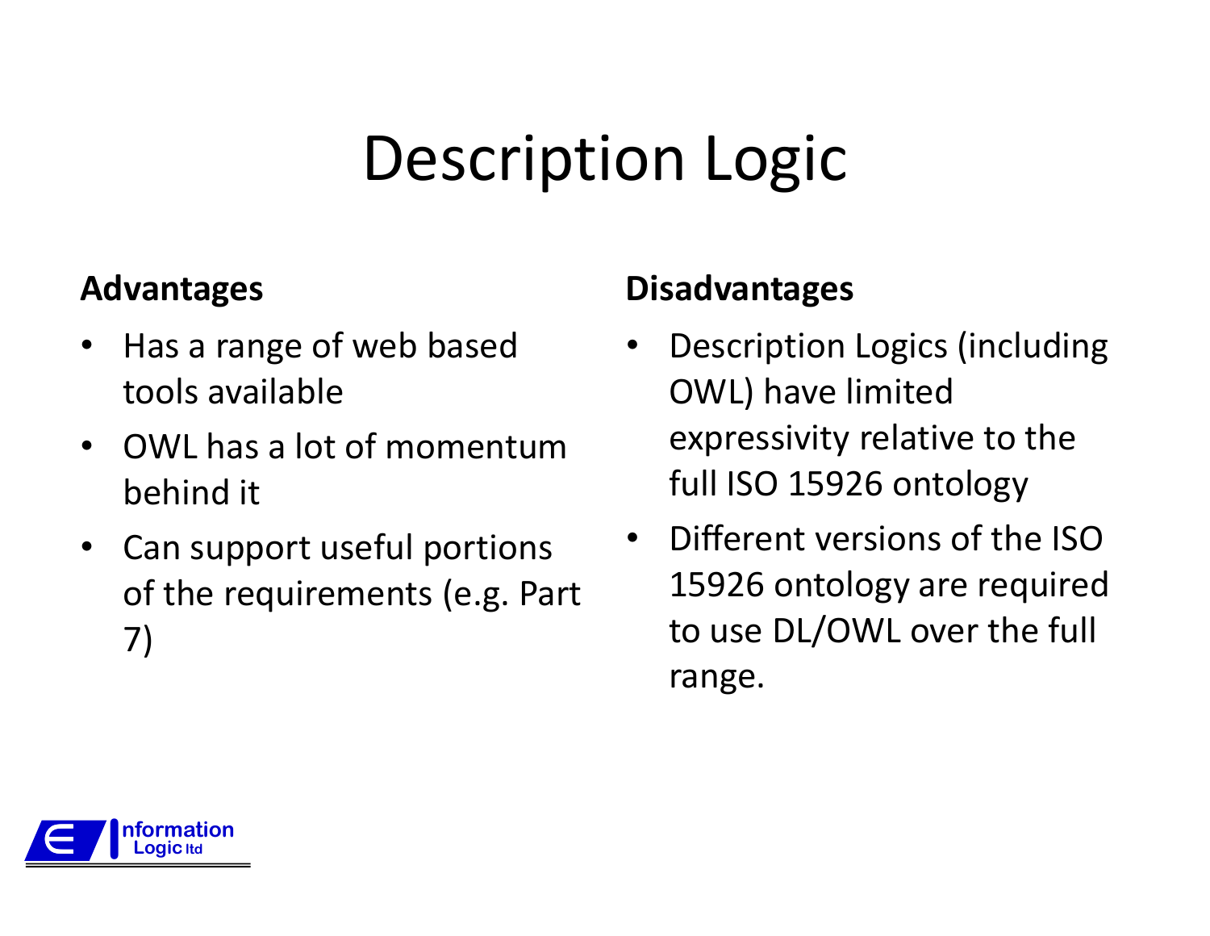# Description Logic

**Advantages**

- Has a range of web based tools available
- OWL has a lot of momentum behind it
- Can support useful portions of the requirements (e.g. Part 7)

**Disadvantages**

- Description Logics (including OWL) have limited expressivity relative to the full ISO 15926 ontology
- Different versions of the ISO 15926 ontology are required to use DL/OWL over the full range.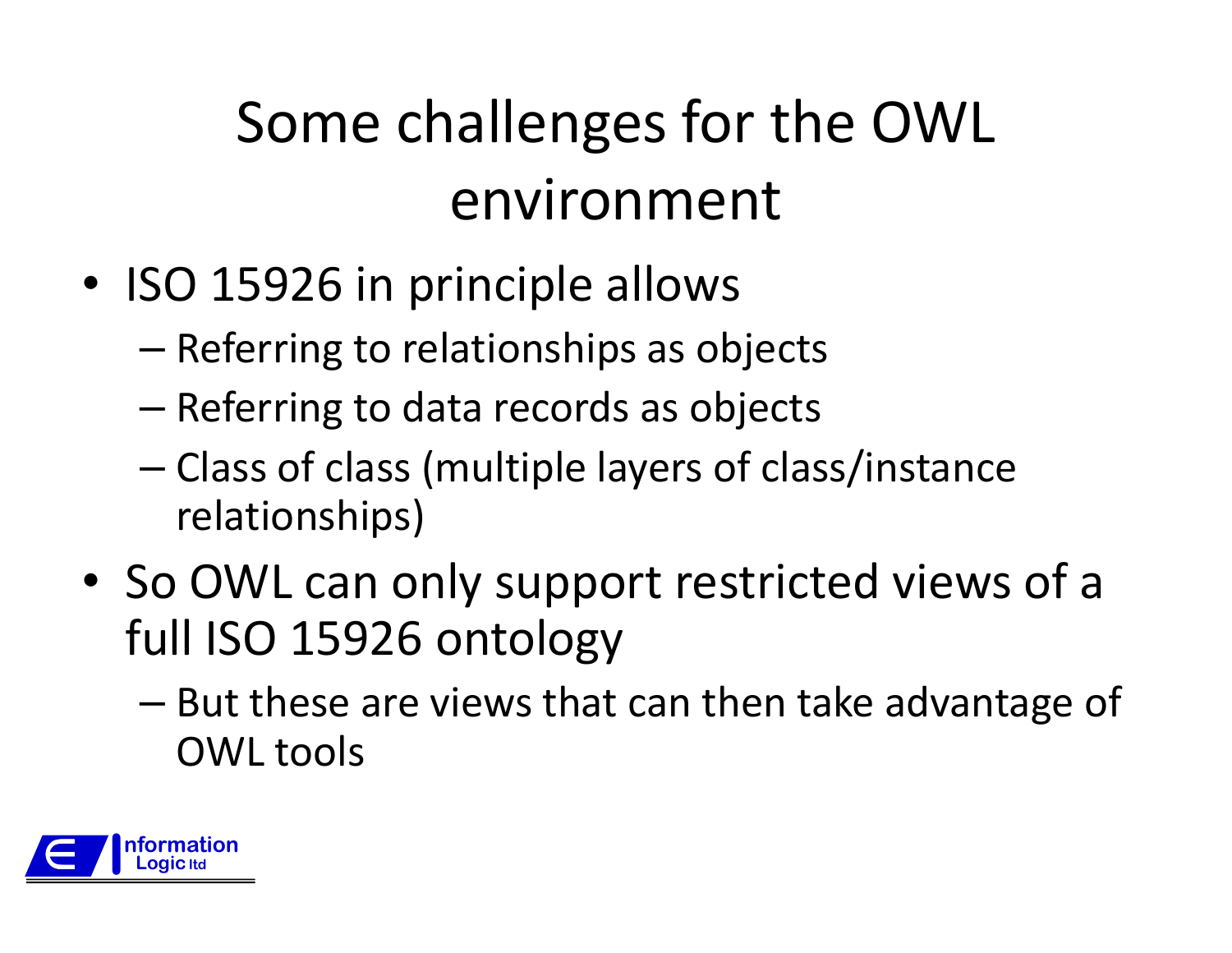# Some challenges for the OWL environment

- ISO 15926 in principle allows
  - Referring to relationships as objects
  - Referring to data records as objects
  - Class of class (multiple layers of class/instance relationships)
- So OWL can only support restricted views of a full ISO 15926 ontology
  - But these are views that can then take advantage of OWL tools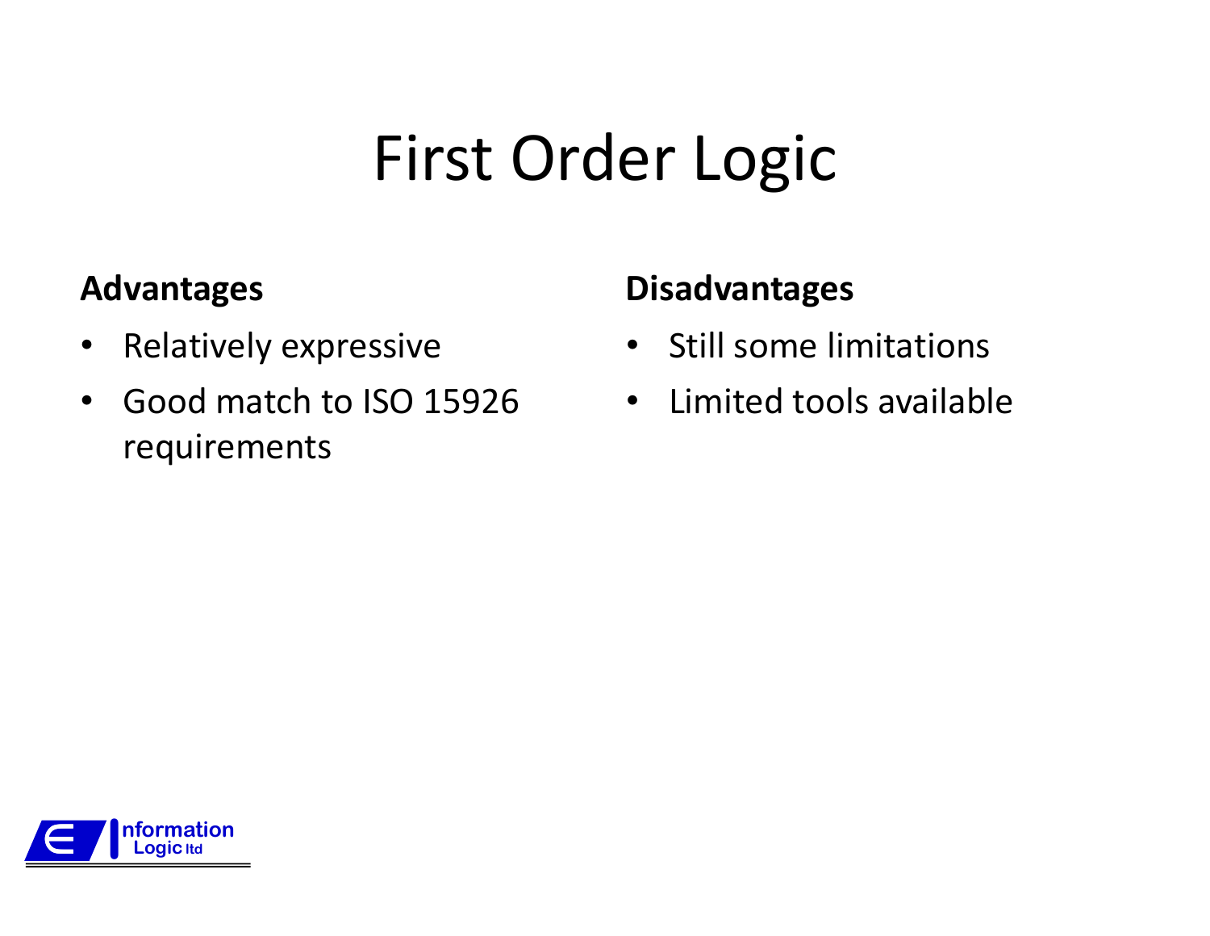# First Order Logic

**Advantages**

- Relatively expressive
- Good match to ISO 15926 requirements

**Disadvantages**

- Still some limitations
- Limited tools available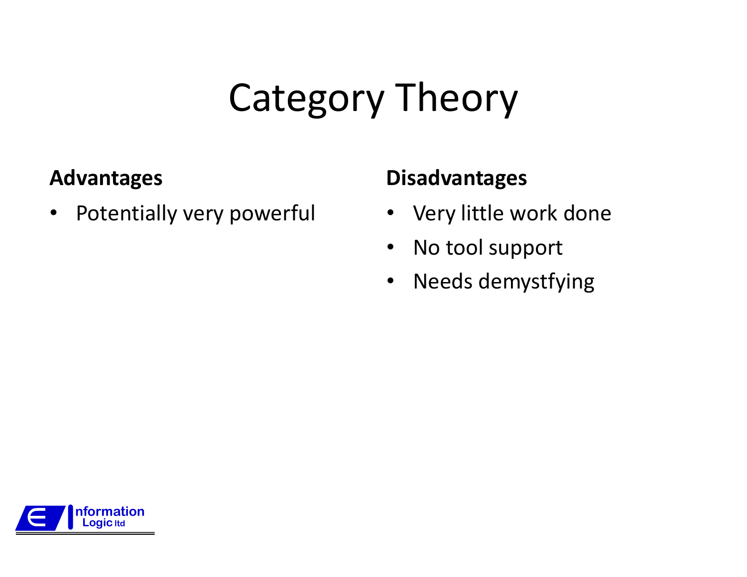# Category Theory

**Advantages**

- Potentially very powerful

**Disadvantages**

- Very little work done
- No tool support
- Needs demystfying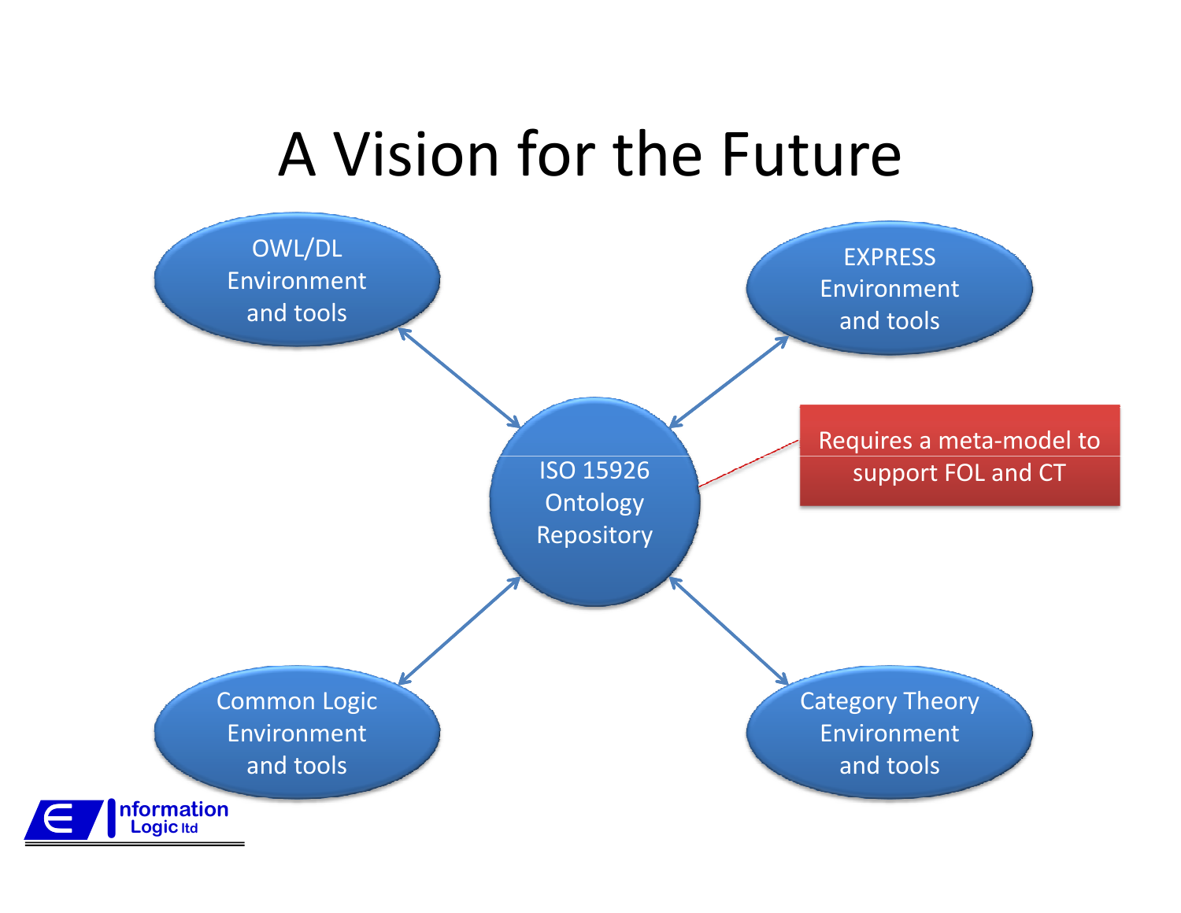# A Vision for the Future

OWL/DL Environment and tools

EXPRESS Environment and tools

ISO 15926 Ontology Repository

Requires a meta-model to support FOL and CT

Common Logic Environment and tools

Category Theory Environment and tools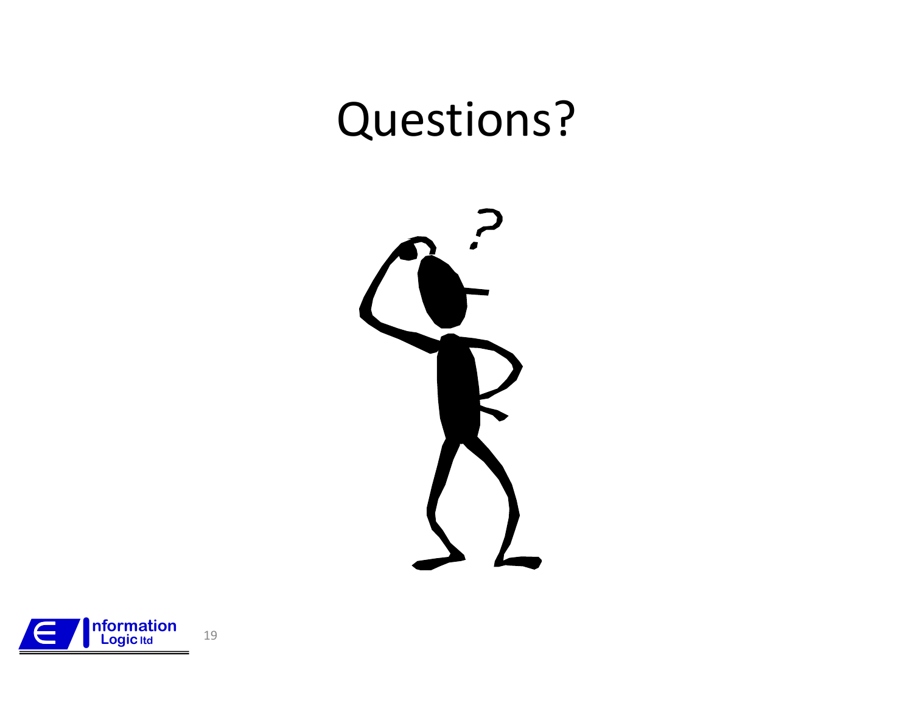# Questions?